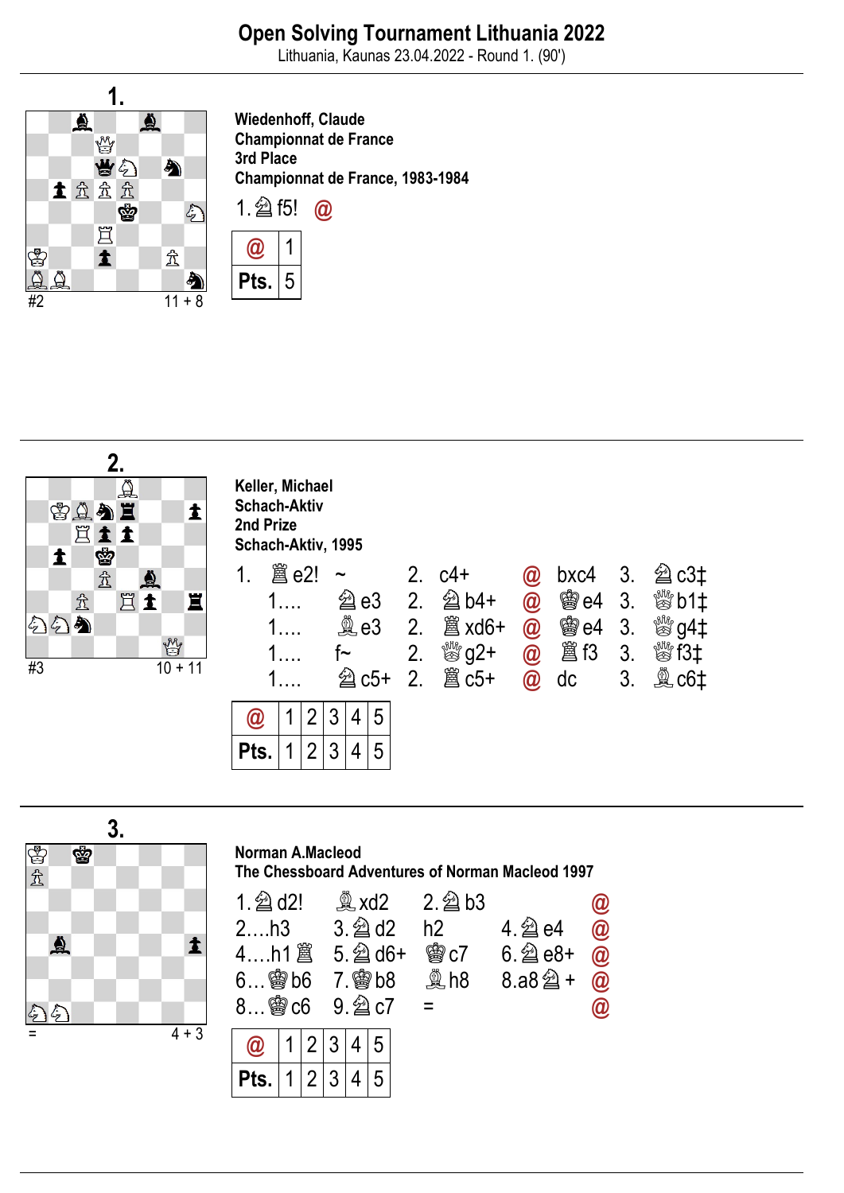# Open Solving Tournament Lithuania 2022

Lithuania, Kaunas 23.04.2022 - Round 1. (90')

## 1.

#2 11 + 8

**Wiedenhoff, Claude**
**Championnat de France**
**3rd Place**
**Championnat de France, 1983-1984**

1.♘f5! @

| @ | 1 |
|---|---|
| Pts. | 5 |

## 2.

#3 10 + 11

**Keller, Michael**
**Schach-Aktiv**
**2nd Prize**
**Schach-Aktiv, 1995**

| | | | | | | |
|---|---|---|---|---|---|---|
| 1. ♖e2! | ~ | 2. c4+ | @ | bxc4 | 3. | ♘c3‡ |
| 1.… | ♘e3 | 2. ♘b4+ | @ | ♚e4 | 3. | ♕b1‡ |
| 1.… | ♗e3 | 2. ♖xd6+ | @ | ♚e4 | 3. | ♕g4‡ |
| 1.… | f~ | 2. ♕g2+ | @ | ♖f3 | 3. | ♕f3‡ |
| 1.… | ♘c5+ | 2. ♖c5+ | @ | dc | 3. | ♗c6‡ |

| @ | 1 | 2 | 3 | 4 | 5 |
|---|---|---|---|---|---|
| Pts. | 1 | 2 | 3 | 4 | 5 |

## 3.

= 4 + 3

**Norman A.Macleod**
**The Chessboard Adventures of Norman Macleod 1997**

| | | | | |
|---|---|---|---|---|
| 1.♘d2! | ♗xd2 | 2.♘b3 | | @ |
| 2.…h3 | 3.♘d2 | h2 | 4.♘e4 | @ |
| 4.…h1♖ | 5.♘d6+ | ♚c7 | 6.♘e8+ | @ |
| 6…♚b6 | 7.♔b8 | ♗h8 | 8.a8♘+ | @ |
| 8…♚c6 | 9.♘c7 | = | | @ |

| @ | 1 | 2 | 3 | 4 | 5 |
|---|---|---|---|---|---|
| Pts. | 1 | 2 | 3 | 4 | 5 |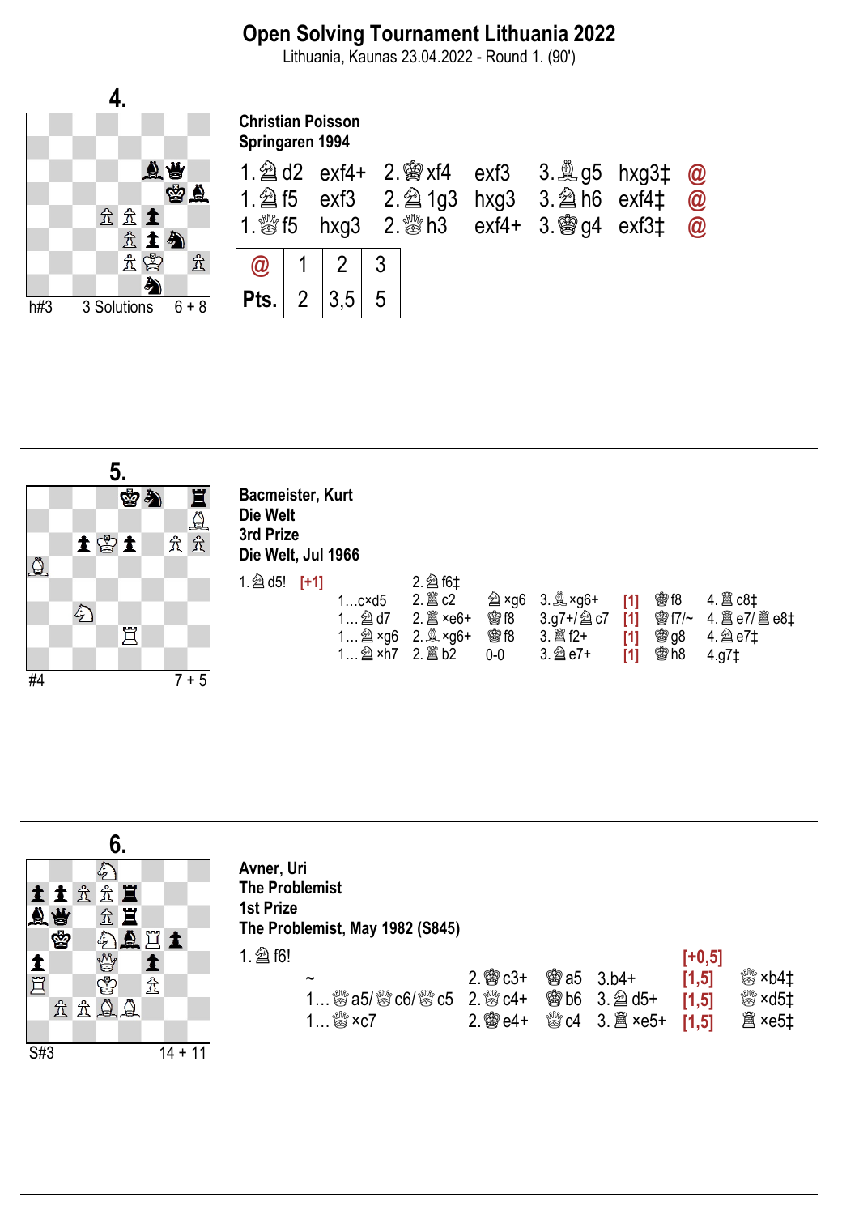# Open Solving Tournament Lithuania 2022

Lithuania, Kaunas 23.04.2022 - Round 1. (90')

## 4.

h#3 3 Solutions 6 + 8

**Christian Poisson**
**Springaren 1994**

1.♘d2 exf4+ 2.♔xf4 exf3 3.♗g5 hxg3‡ @
1.♘f5 exf3 2.♘1g3 hxg3 3.♘h6 exf4‡ @
1.♕f5 hxg3 2.♕h3 exf4+ 3.♔g4 exf3‡ @

| @ | 1 | 2 | 3 |
|---|---|---|---|
| Pts. | 2 | 3,5 | 5 |

## 5.

#4 7 + 5

**Bacmeister, Kurt**
**Die Welt**
**3rd Prize**
**Die Welt, Jul 1966**

1.♘d5! [+1] 2.♘f6‡

| | | | | | | |
|---|---|---|---|---|---|---|
| 1...c×d5 | 2.♖c2 | ♘×g6 | 3.♗×g6+ | [1] | ♔f8 | 4.♖c8‡ |
| 1...♘d7 | 2.♖×e6+ | ♔f8 | 3.g7+/♘c7 | [1] | ♔f7/~ | 4.♖e7/♖e8‡ |
| 1...♘×g6 | 2.♗×g6+ | ♔f8 | 3.♖f2+ | [1] | ♔g8 | 4.♘e7‡ |
| 1...♘×h7 | 2.♖b2 | 0-0 | 3.♘e7+ | [1] | ♔h8 | 4.g7‡ |

## 6.

S#3 14 + 11

**Avner, Uri**
**The Problemist**
**1st Prize**
**The Problemist, May 1982 (S845)**

1.♘f6! [+0,5]

| | | | | | |
|---|---|---|---|---|---|
| ~ | 2.♔c3+ | ♔a5 | 3.b4+ | [1,5] | ♕×b4‡ |
| 1...♕a5/♕c6/♕c5 | 2.♕c4+ | ♔b6 | 3.♘d5+ | [1,5] | ♕×d5‡ |
| 1...♕×c7 | 2.♔e4+ | ♕c4 | 3.♖×e5+ | [1,5] | ♖×e5‡ |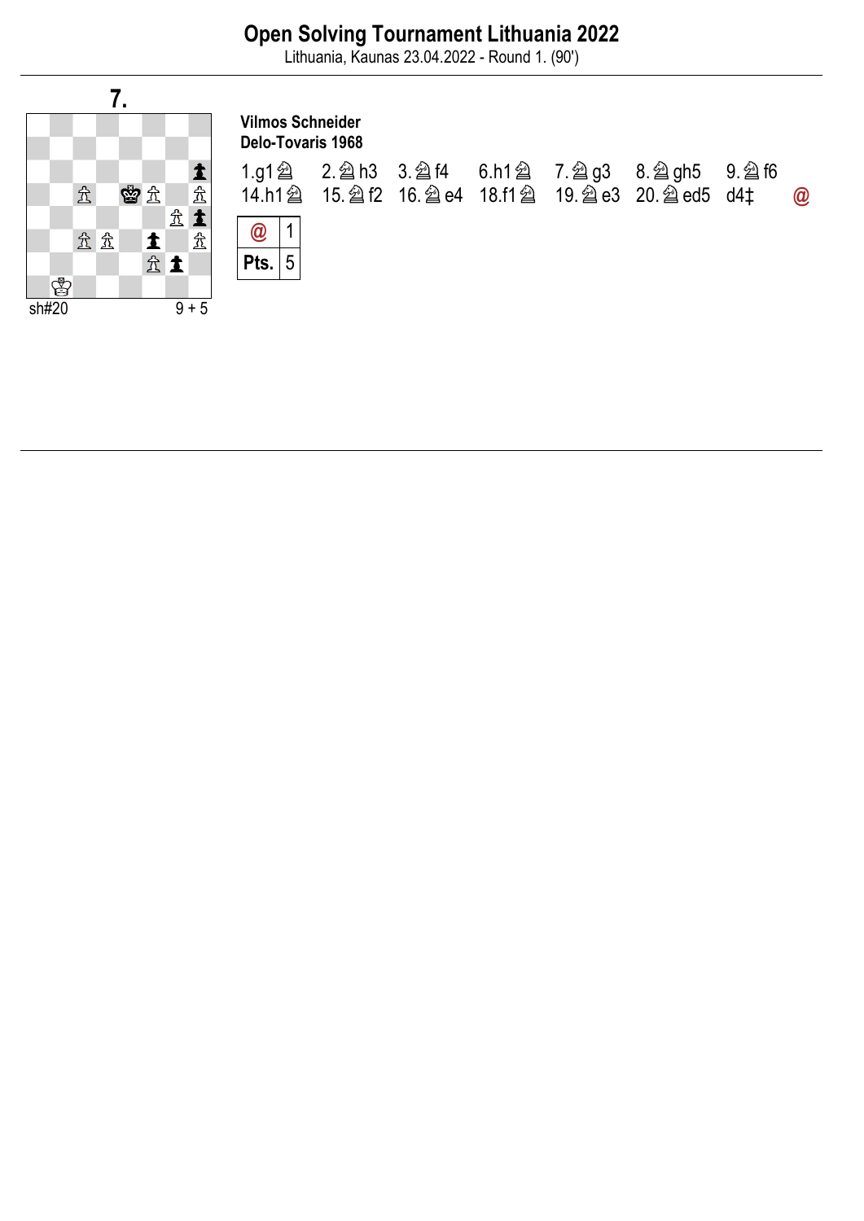# Open Solving Tournament Lithuania 2022

Lithuania, Kaunas 23.04.2022 - Round 1. (90')

## 7.

sh#20 9 + 5

**Vilmos Schneider**
**Delo-Tovaris 1968**

1.g1♘ 2.♘h3 3.♘f4 6.h1♘ 7.♘g3 8.♘gh5 9.♘f6
14.h1♘ 15.♘f2 16.♘e4 18.f1♘ 19.♘e3 20.♘ed5 d4‡ @

| @ | 1 |
|---|---|
| Pts. | 5 |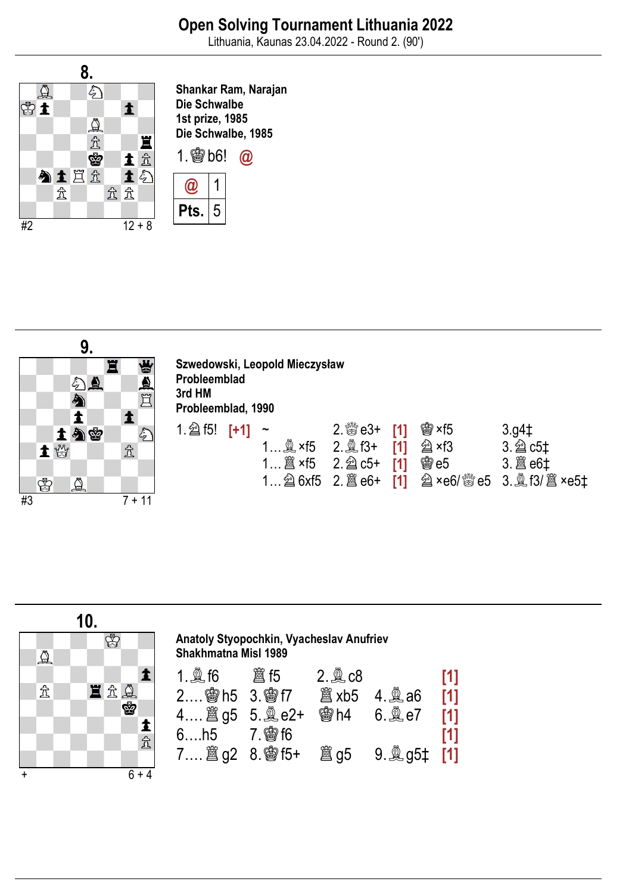# Open Solving Tournament Lithuania 2022

Lithuania, Kaunas 23.04.2022 - Round 2. (90')

## 8.

#2 12 + 8

**Shankar Ram, Narajan**
**Die Schwalbe**
**1st prize, 1985**
**Die Schwalbe, 1985**

1.♔b6! @

| @ | 1 |
|---|---|
| Pts. | 5 |

## 9.

#3 7 + 11

**Szwedowski, Leopold Mieczysław**
**Probleemblad**
**3rd HM**
**Probleemblad, 1990**

| 1.♘f5! [+1] | ~ | 2.♕e3+ | [1] | ♔×f5 | 3.g4‡ |
|---|---|---|---|---|---|
| | 1…♗×f5 | 2.♗f3+ | [1] | ♘×f3 | 3.♘c5‡ |
| | 1…♖×f5 | 2.♘c5+ | [1] | ♔e5 | 3.♖e6‡ |
| | 1…♘6xf5 | 2.♖e6+ | [1] | ♘×e6/♕e5 | 3.♗f3/♖×e5‡ |

## 10.

\+ 6 + 4

**Anatoly Styopochkin, Vyacheslav Anufriev**
**Shakhmatna Misl 1989**

| 1.♗f6 | ♖f5 | 2.♗c8 | | [1] |
|---|---|---|---|---|
| 2.…♔h5 | 3.♔f7 | ♖xb5 | 4.♗a6 | [1] |
| 4.…♖g5 | 5.♗e2+ | ♔h4 | 6.♗e7 | [1] |
| 6.…h5 | 7.♔f6 | | | [1] |
| 7.…♖g2 | 8.♔f5+ | ♖g5 | 9.♗g5‡ | [1] |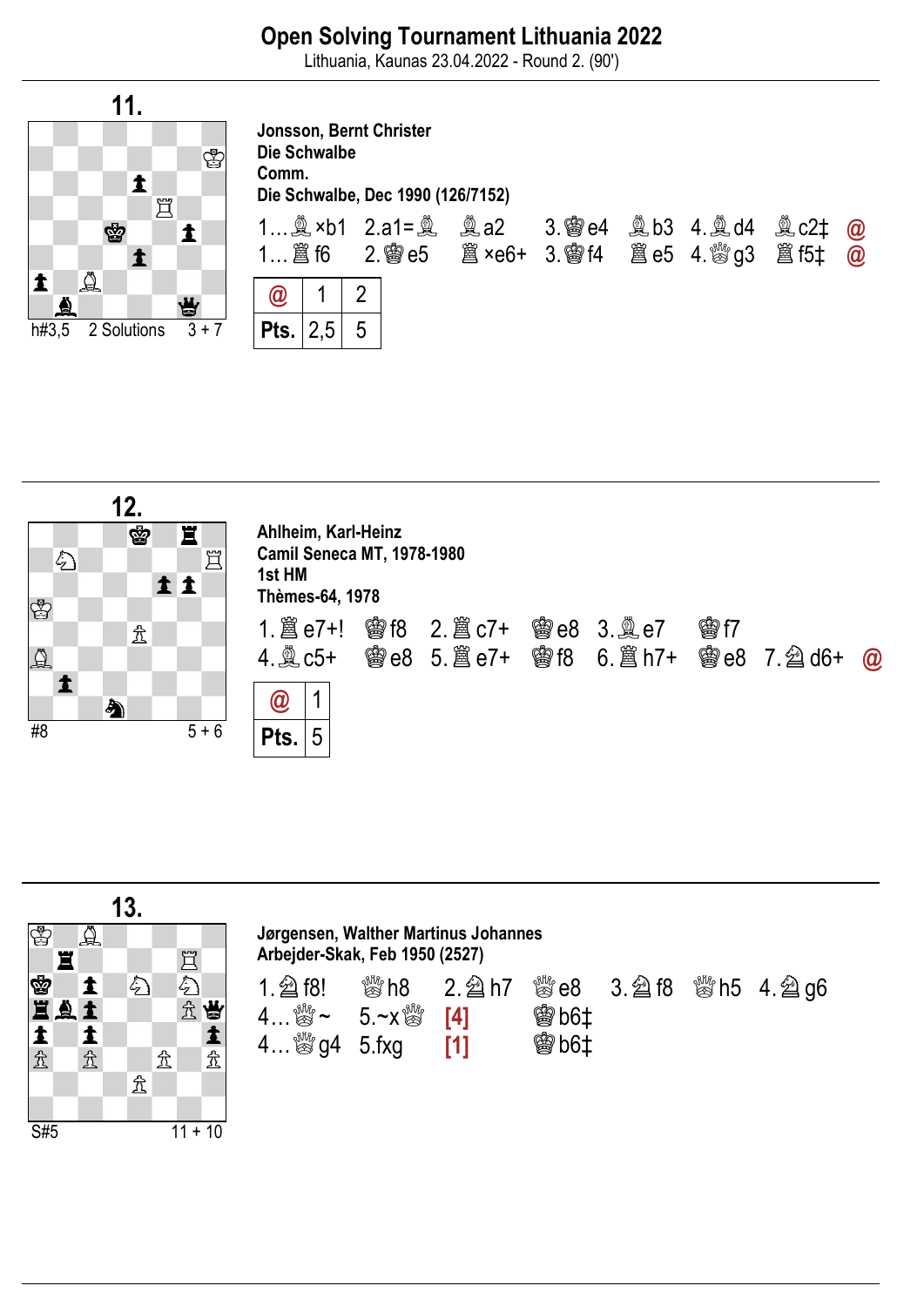# Open Solving Tournament Lithuania 2022

Lithuania, Kaunas 23.04.2022 - Round 2. (90')

## 11.

h#3,5 2 Solutions 3 + 7

**Jonsson, Bernt Christer**
**Die Schwalbe**
**Comm.**
**Die Schwalbe, Dec 1990 (126/7152)**

1...♗×b1 2.a1=♗ ♗a2 3.♔e4 ♗b3 4.♗d4 ♗c2‡ @
1...♖f6 2.♔e5 ♖×e6+ 3.♔f4 ♖e5 4.♕g3 ♖f5‡ @

| @ | 1 | 2 |
|---|---|---|
| Pts. | 2,5 | 5 |

## 12.

#8 5 + 6

**Ahlheim, Karl-Heinz**
**Camil Seneca MT, 1978-1980**
**1st HM**
**Thèmes-64, 1978**

1.♖e7+! ♔f8 2.♖c7+ ♔e8 3.♗e7 ♔f7
4.♗c5+ ♔e8 5.♖e7+ ♔f8 6.♖h7+ ♔e8 7.♘d6+ @

| @ | 1 |
|---|---|
| Pts. | 5 |

## 13.

S#5 11 + 10

**Jørgensen, Walther Martinus Johannes**
**Arbejder-Skak, Feb 1950 (2527)**

1.♘f8! ♕h8 2.♘h7 ♕e8 3.♘f8 ♕h5 4.♘g6
4...♕~ 5.~x♕ [4] ♔b6‡
4...♕g4 5.fxg [1] ♔b6‡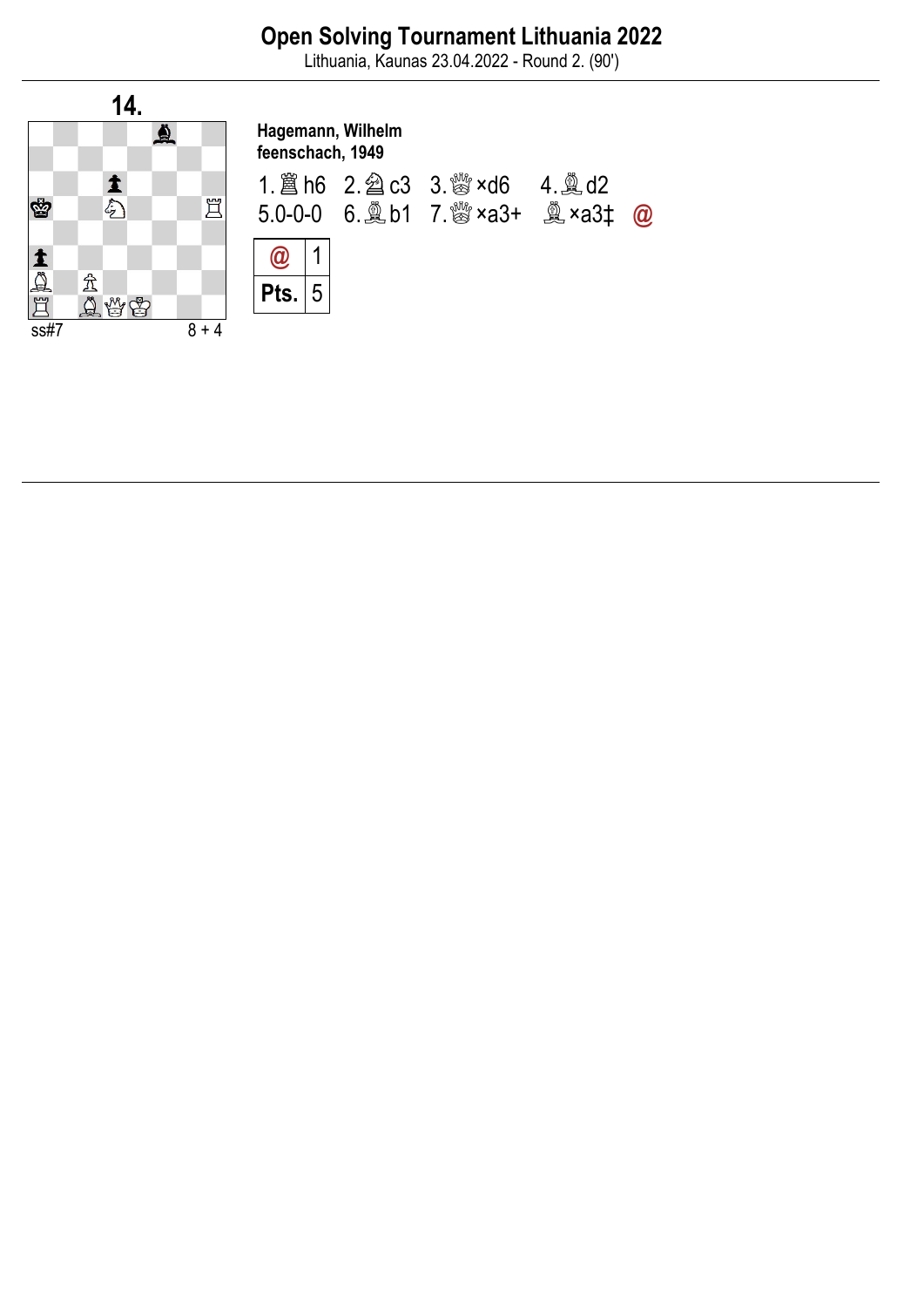# Open Solving Tournament Lithuania 2022

Lithuania, Kaunas 23.04.2022 - Round 2. (90')

## 14.

ss#7 8 + 4

**Hagemann, Wilhelm**
**feenschach, 1949**

1.♖h6 2.♘c3 3.♕×d6 4.♗d2
5.0-0-0 6.♗b1 7.♕×a3+ ♗×a3‡ @

| | |
|---|---|
| @ | 1 |
| Pts. | 5 |